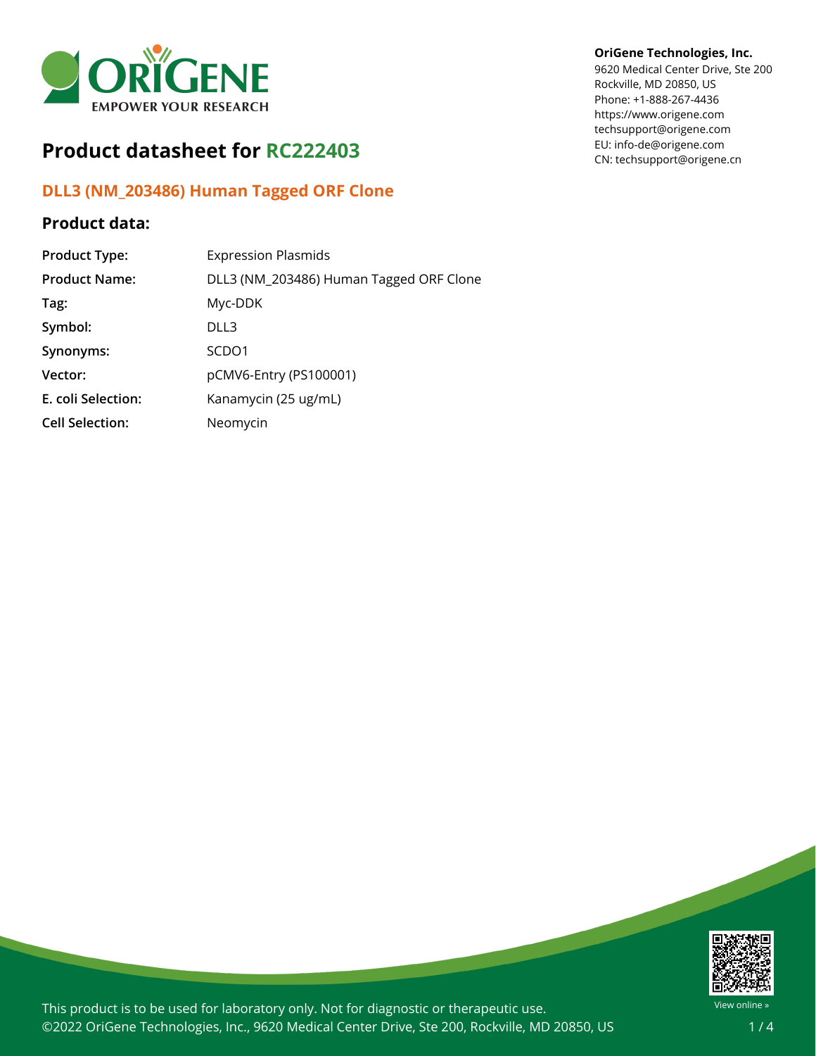**OriGene Technologies, Inc.**
9620 Medical Center Drive, Ste 200
Rockville, MD 20850, US
Phone: +1-888-267-4436
https://www.origene.com
techsupport@origene.com
EU: info-de@origene.com
CN: techsupport@origene.cn

# Product datasheet for RC222403

## DLL3 (NM_203486) Human Tagged ORF Clone

### Product data:

| | |
|---|---|
| **Product Type:** | Expression Plasmids |
| **Product Name:** | DLL3 (NM_203486) Human Tagged ORF Clone |
| **Tag:** | Myc-DDK |
| **Symbol:** | DLL3 |
| **Synonyms:** | SCDO1 |
| **Vector:** | pCMV6-Entry (PS100001) |
| **E. coli Selection:** | Kanamycin (25 ug/mL) |
| **Cell Selection:** | Neomycin |

This product is to be used for laboratory only. Not for diagnostic or therapeutic use.
©2022 OriGene Technologies, Inc., 9620 Medical Center Drive, Ste 200, Rockville, MD 20850, US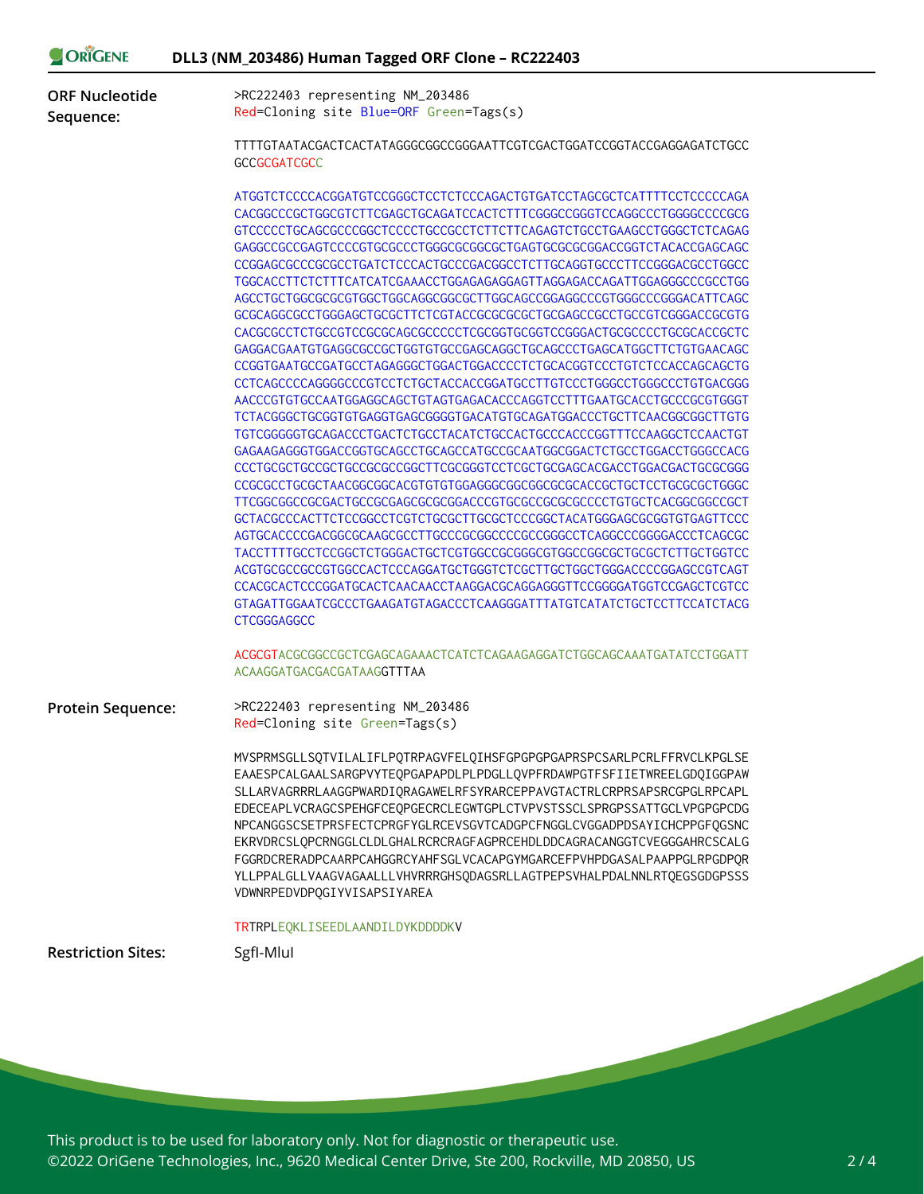**ORF Nucleotide Sequence:**

>RC222403 representing NM_203486
Red=Cloning site Blue=ORF Green=Tags(s)

```
TTTTGTAATACGACTCACTATAGGGCGGCCGGGAATTCGTCGACTGGATCCGGTACCGAGGAGATCTGCC
GCCGCGATCGCC

ATGGTCTCCCCACGGATGTCCGGGCTCCTCTCCCAGACTGTGATCCTAGCGCTCATTTTCCTCCCCCAGA
CACGGCCCGCTGGCGTCTTCGAGCTGCAGATCCACTCTTTCGGGCCGGGTCCAGGCCCTGGGGCCCCGCG
GTCCCCCTGCAGCGCCCGGCTCCCCTGCCGCCTCTTCTTCAGAGTCTGCCTGAAGCCTGGGCTCTCAGAG
GAGGCCGCCGAGTCCCCGTGCGCCCTGGGCGCGGCGCTGAGTGCGCGCGGACCGGTCTACACCGAGCAGC
CCGGAGCGCCCGCGCCTGATCTCCCACTGCCCGACGGCCTCTTGCAGGTGCCCTTCCGGGACGCCTGGCC
TGGCACCTTCTCTTTCATCATCGAAACCTGGAGAGAGGAGTTAGGAGACCAGATTGGAGGGCCCGCCTGG
AGCCTGCTGGCGCGCGTGGCTGGCAGGCGGCGCTTGGCAGCCGGAGGCCCGTGGGCCCGGGACATTCAGC
GCGCAGGCGCCTGGGAGCTGCGCTTCTCGTACCGCGCGCGCTGCGAGCCGCCTGCCGTCGGGACCGCGTG
CACGCGCCTCTGCCGTCCGCGCAGCGCCCCCTCGCGGTGCGGTCGGGACTGCGCCCCTGCGCACCGCTC
GAGGACGAATGTGAGGCGCCGCTGGTGTGCCGAGCAGGCTGCAGCCCTGAGCATGGCTTCTGTGAACAGC
CCGGTGAATGCCGATGCCTAGAGGGCTGGACTGGACCCCTCTGCACGGTCCCTGTCTCCACCAGCAGCTG
CCTCAGCCCCAGGGGCCCGTCCTCTGCTACCACCGGATGCCTTGTCCCTGGGCCTGGGCCCTGTGACGGG
AACCCGTGTGCCAATGGAGGCAGCTGTAGTGAGACACCCAGGTCCTTTGAATGCACCTGCCCGCGTGGGT
TCTACGGGCTGCGGTGTGAGGTGAGCGGGGTGACATGTGCAGATGGACCCTGCTTCAACGGCGGCTTGTG
TGTCGGGGGTGCAGACCCTGACTCTGCCTACATCTGCCACTGCCCACCCGGTTTCCAAGGCTCCAACTGT
GAGAAGAGGGTGGACCGGTGCAGCCTGCAGCCATGCCGCAATGGCGGACTCTGCCTGGACCTGGGCCACG
CCCTGCGCTGCCGCTGCCGCGCCGGCTTCGCGGGTCCTCGCTGCGAGCACGACCTGGACGACTGCGCGGG
CCGCGCCTGCGCTAACGGCGGCACGTGTGTGGAGGGCGGCGGCGCGCACCGCTGCTCCTGCGCGCTGGGC
TTCGGCGGCCGCGACTGCCGCGAGCGCGCGGACCCGTGCGCCGCGCGCCCCTGTGCTCACGGCGGCCGCT
GCTACGCCCACTTCTCCGGCCTCGTCTGCGCTTGCGCTCCCGGCTACATGGGAGCGCGGTGTGAGTTCCC
AGTGCACCCCGACGGCGCAAGCGCCTTGCCCGCGGCCCCGCCGGGCCTCAGGCCCGGGGACCCTCAGCGC
TACCTTTTGCCTCCGGCTCTGGGACTGCTCGTGGCCGCGGGCGTGGCCGGCGCTGCGCTCTTGCTGGTCC
ACGTGCGCCGCCGTGGCCACTCCCAGGATGCTGGGTCTCGCTTGCTGGCTGGGACCCCGGAGCCGTCAGT
CCACGCACTCCCGGATGCACTCAACAACCTAAGGACGCAGGAGGGTTCCGGGGATGGTCCGAGCTCGTCC
GTAGATTGGAATCGCCCTGAAGATGTAGACCCTCAAGGGATTTATGTCATATCTGCTCCTTCCATCTACG
CTCGGGAGGCC

ACGCGTACGCGGCCGCTCGAGCAGAAACTCATCTCAGAAGAGGATCTGGCAGCAAATGATATCCTGGATT
ACAAGGATGACGACGATAAGGTTTAA
```

**Protein Sequence:**

>RC222403 representing NM_203486
Red=Cloning site Green=Tags(s)

```
MVSPRMSGLLSQTVILALIFLPQTRPAGVFELQIHSFGPGPGPGAPRSPCSARLPCRLFFRVCLKPGLSE
EAAESPCALGAALSARGPVYTEQPGAPAPDLPLPDGLLQVPFRDAWPGTFSFIIETWREELGDQIGGPAW
SLLARVAGRRRLAAGGPWARDIQRAGAWELRFSYRARCEPPAVGTACTRLCRPRSAPSRCGPGLRPCAPL
EDECEAPLVCRAGCSPEHGFCEQPGECRCLEGWTGPLCTVPVSTSSCLSPRGPSSATTGCLVPGPGPCDG
NPCANGGSCSETPRSFECTCPRGFYGLRCEVSGVTCADGPCFNGGLCVGGADPDSAYICHCPPGFQGSNC
EKRVDRCSLQPCRNGGLCLDLGHALRCRCRAGFAGPRCEHDLDDCAGRACANGGTCVEGGGAHRCSCALG
FGGRDCRERADPCAARPCAHGGRCYAHFSGLVCACAPGYMGARCEFPVHPDGASALPAAPPGLRPGDPQR
YLLPPALGLLVAAGVAGAALLLVHVRRRGHSQDAGSRLLAGTPEPSVHALPDALNNLRTQEGSGDGPSSS
VDWNRPEDVDPQGIYVISAPSIYAREA

TRTRPLEQKLISEEDLAANDILDYKDDDDKV
```

**Restriction Sites:** SgfI-MluI

This product is to be used for laboratory only. Not for diagnostic or therapeutic use.
©2022 OriGene Technologies, Inc., 9620 Medical Center Drive, Ste 200, Rockville, MD 20850, US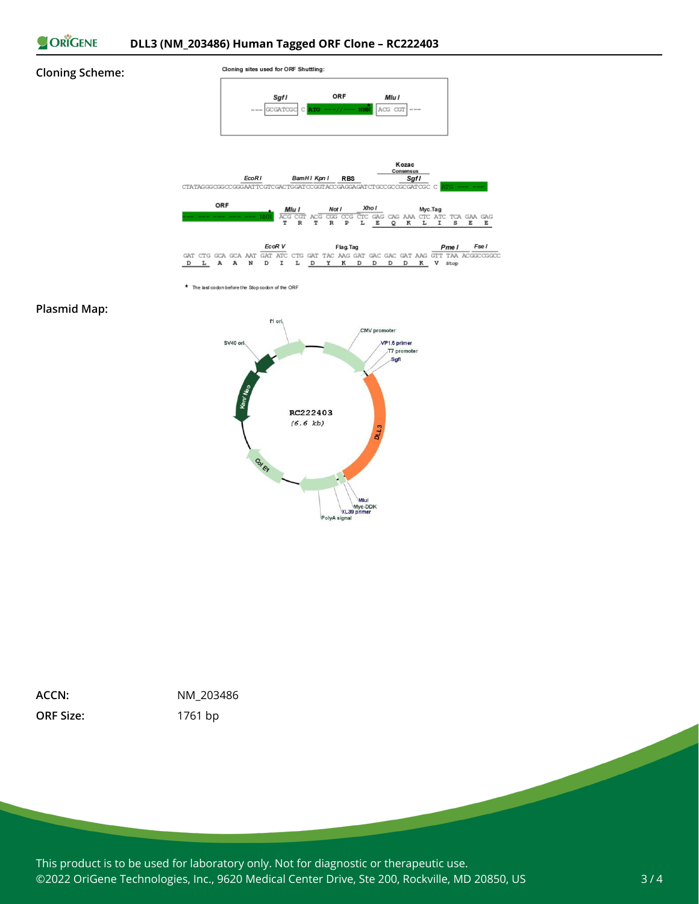**Cloning Scheme:**

Cloning sites used for ORF Shuttling:

```
         SgfI              ORF              MluI
--- GCGATCGC C ATG ---//--- NNN* ACG CGT ---
```

```
                                                                 Kozac
                                                                 Consensus
              EcoR I          BamH I Kpn I    RBS                SgfI
CTATAGGGCGGCCGGGAATTCGTCGACTGGATCCGGTACCGAGGAGATCTGCCGCCGCGATCGC C ATG --- ---

ORF                    MluI          Not I       Xho I              Myc.Tag
--- --- --- --- NNN*   ACG CGT ACG CGG CCG CTC GAG CAG AAA CTC ATC TCA GAA GAG
                        T   R   T   R   P   L   E   Q   K   L   I   S   E   E

                        EcoR V                   Flag.Tag                       Pme I      Fse I
GAT CTG GCA GCA AAT GAT ATC CTG GAT TAC AAG GAT GAC GAC GAT AAG GTT TAA ACGGCCGGCC
 D   L   A   A   N   D   I   L   D   Y   K   D   D   D   D   K   V  stop
```

\* The last codon before the Stop codon of the ORF

**Plasmid Map:**

RC222403 (6.6 kb)

f1 ori, CMV promoter, VP1.5 primer, T7 promoter, SgfI, DLL3, MluI, Myc-DDK, XL39 primer, PolyA signal, Col E1, Kan/ Neo, SV40 ori

**ACCN:** NM_203486

**ORF Size:** 1761 bp

This product is to be used for laboratory only. Not for diagnostic or therapeutic use.
©2022 OriGene Technologies, Inc., 9620 Medical Center Drive, Ste 200, Rockville, MD 20850, US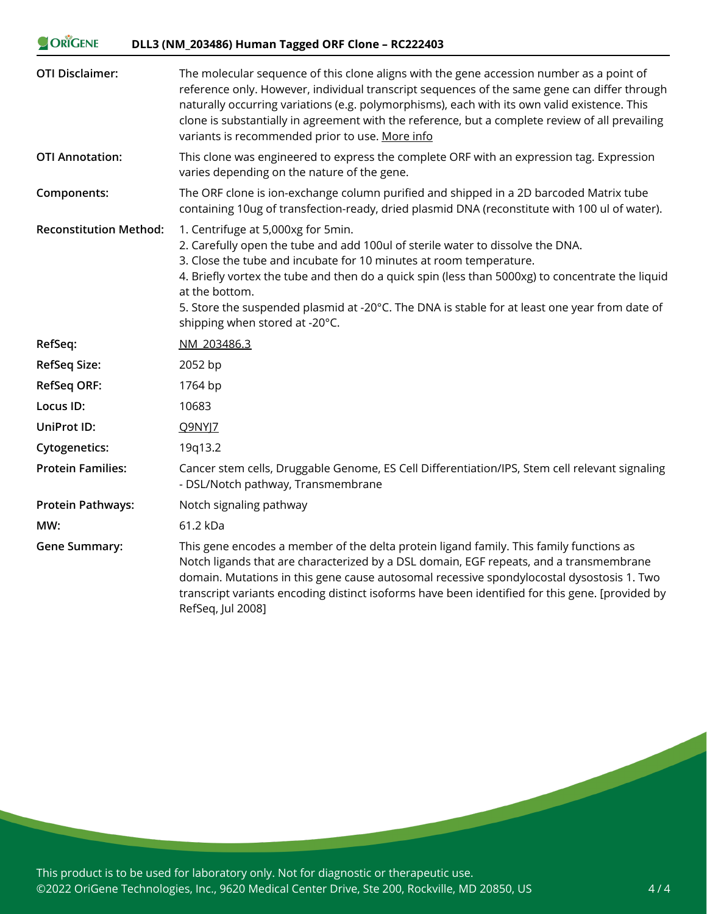| | |
|---|---|
| **OTI Disclaimer:** | The molecular sequence of this clone aligns with the gene accession number as a point of reference only. However, individual transcript sequences of the same gene can differ through naturally occurring variations (e.g. polymorphisms), each with its own valid existence. This clone is substantially in agreement with the reference, but a complete review of all prevailing variants is recommended prior to use. More info |
| **OTI Annotation:** | This clone was engineered to express the complete ORF with an expression tag. Expression varies depending on the nature of the gene. |
| **Components:** | The ORF clone is ion-exchange column purified and shipped in a 2D barcoded Matrix tube containing 10ug of transfection-ready, dried plasmid DNA (reconstitute with 100 ul of water). |
| **Reconstitution Method:** | 1. Centrifuge at 5,000xg for 5min.<br>2. Carefully open the tube and add 100ul of sterile water to dissolve the DNA.<br>3. Close the tube and incubate for 10 minutes at room temperature.<br>4. Briefly vortex the tube and then do a quick spin (less than 5000xg) to concentrate the liquid at the bottom.<br>5. Store the suspended plasmid at -20°C. The DNA is stable for at least one year from date of shipping when stored at -20°C. |
| **RefSeq:** | NM_203486.3 |
| **RefSeq Size:** | 2052 bp |
| **RefSeq ORF:** | 1764 bp |
| **Locus ID:** | 10683 |
| **UniProt ID:** | Q9NYJ7 |
| **Cytogenetics:** | 19q13.2 |
| **Protein Families:** | Cancer stem cells, Druggable Genome, ES Cell Differentiation/IPS, Stem cell relevant signaling - DSL/Notch pathway, Transmembrane |
| **Protein Pathways:** | Notch signaling pathway |
| **MW:** | 61.2 kDa |
| **Gene Summary:** | This gene encodes a member of the delta protein ligand family. This family functions as Notch ligands that are characterized by a DSL domain, EGF repeats, and a transmembrane domain. Mutations in this gene cause autosomal recessive spondylocostal dysostosis 1. Two transcript variants encoding distinct isoforms have been identified for this gene. [provided by RefSeq, Jul 2008] |

This product is to be used for laboratory only. Not for diagnostic or therapeutic use.
©2022 OriGene Technologies, Inc., 9620 Medical Center Drive, Ste 200, Rockville, MD 20850, US